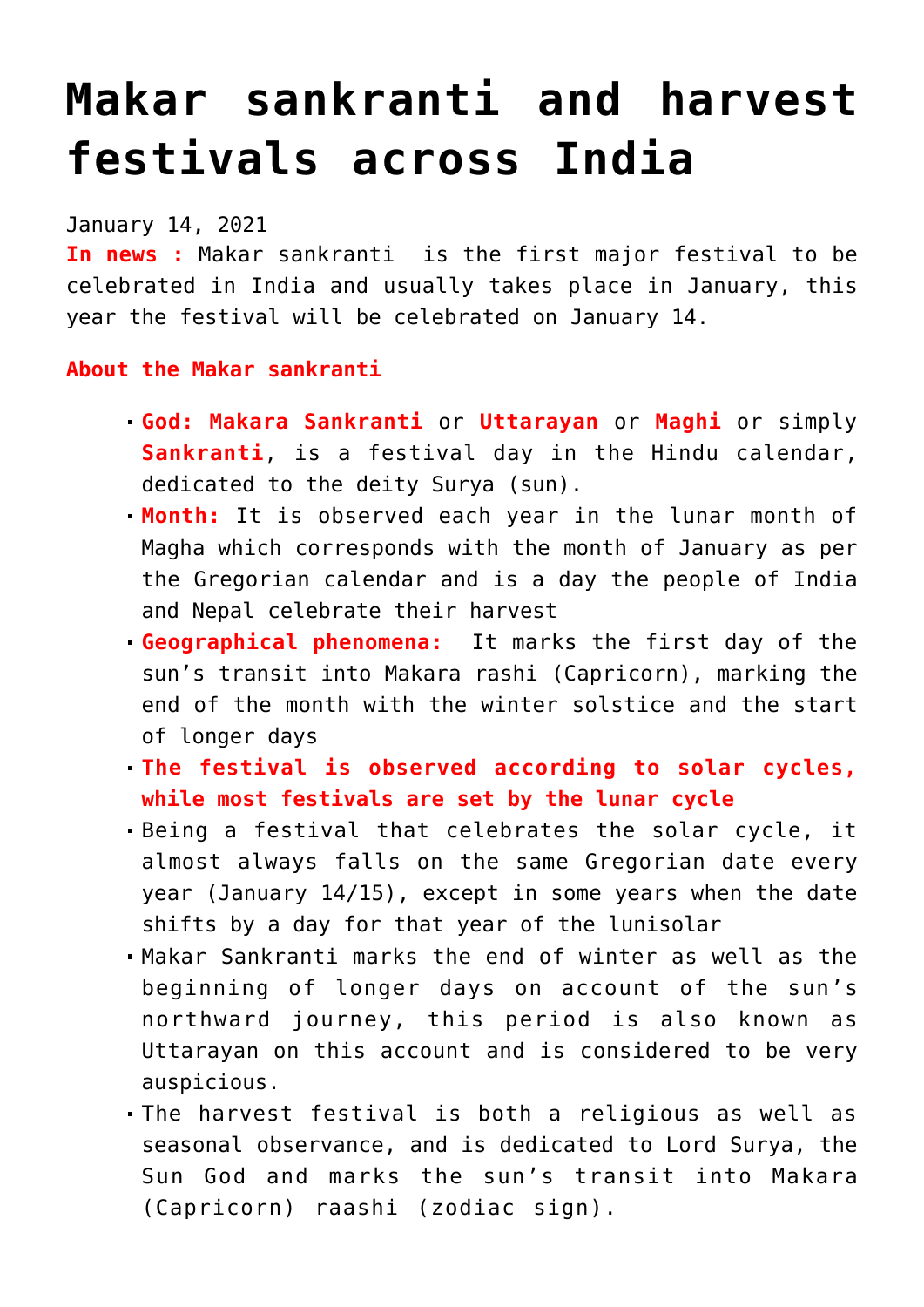# Makar sankranti and harvest festivals across India

January 14, 2021

**In news :** Makar sankranti is the first major festival to be celebrated in India and usually takes place in January, this year the festival will be celebrated on January 14.

**About the Makar sankranti**

- **God: Makara Sankranti** or **Uttarayan** or **Maghi** or simply **Sankranti**, is a festival day in the Hindu calendar, dedicated to the deity Surya (sun).
- **Month:** It is observed each year in the lunar month of Magha which corresponds with the month of January as per the Gregorian calendar and is a day the people of India and Nepal celebrate their harvest
- **Geographical phenomena:** It marks the first day of the sun's transit into Makara rashi (Capricorn), marking the end of the month with the winter solstice and the start of longer days
- **The festival is observed according to solar cycles, while most festivals are set by the lunar cycle**
- Being a festival that celebrates the solar cycle, it almost always falls on the same Gregorian date every year (January 14/15), except in some years when the date shifts by a day for that year of the lunisolar
- Makar Sankranti marks the end of winter as well as the beginning of longer days on account of the sun's northward journey, this period is also known as Uttarayan on this account and is considered to be very auspicious.
- The harvest festival is both a religious as well as seasonal observance, and is dedicated to Lord Surya, the Sun God and marks the sun's transit into Makara (Capricorn) raashi (zodiac sign).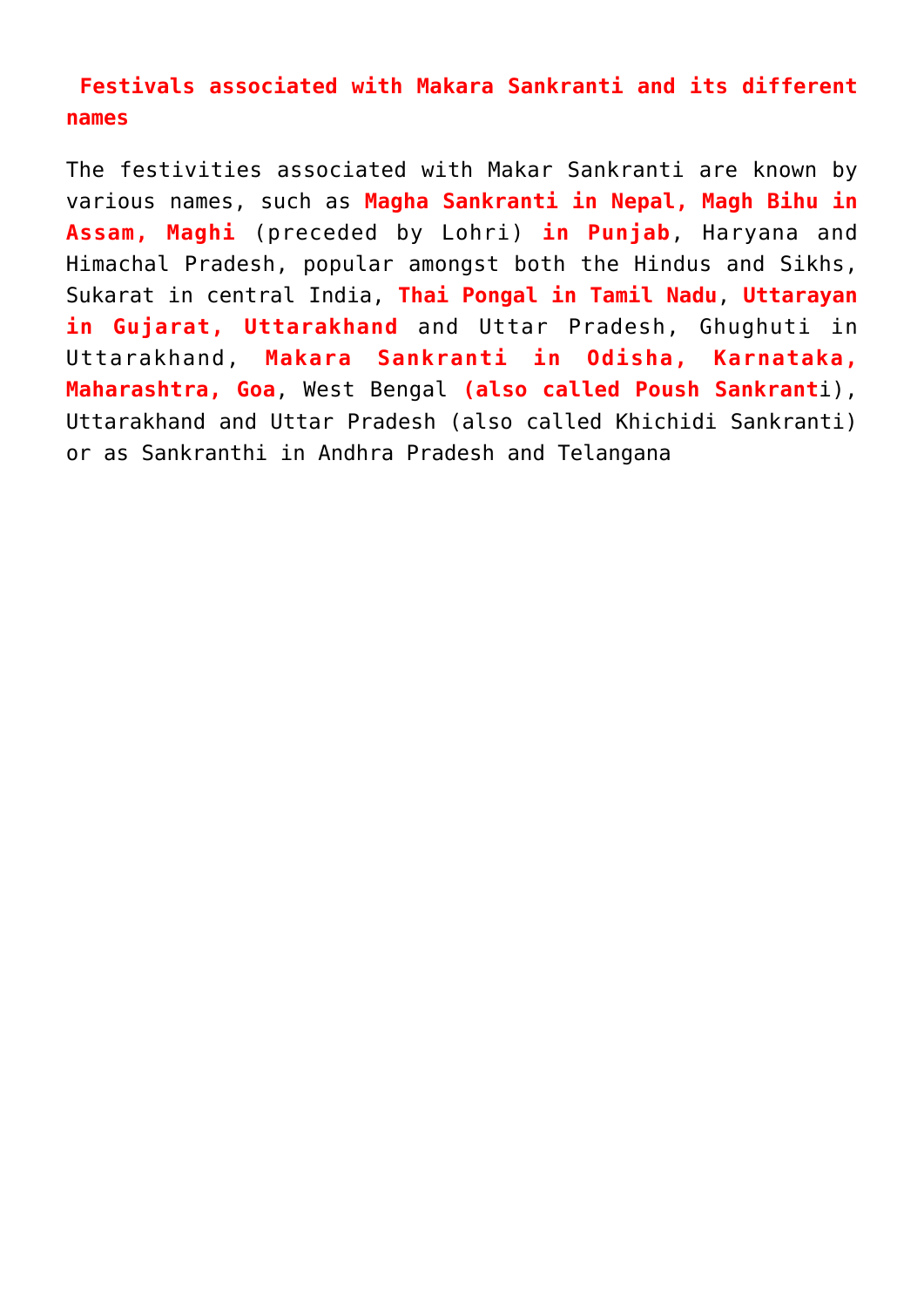**Festivals associated with Makara Sankranti and its different names**

The festivities associated with Makar Sankranti are known by various names, such as **Magha Sankranti in Nepal, Magh Bihu in Assam, Maghi** (preceded by Lohri) **in Punjab**, Haryana and Himachal Pradesh, popular amongst both the Hindus and Sikhs, Sukarat in central India, **Thai Pongal in Tamil Nadu**, **Uttarayan in Gujarat, Uttarakhand** and Uttar Pradesh, Ghughuti in Uttarakhand, **Makara Sankranti in Odisha, Karnataka, Maharashtra, Goa**, West Bengal **(also called Poush Sankrant**i), Uttarakhand and Uttar Pradesh (also called Khichidi Sankranti) or as Sankranthi in Andhra Pradesh and Telangana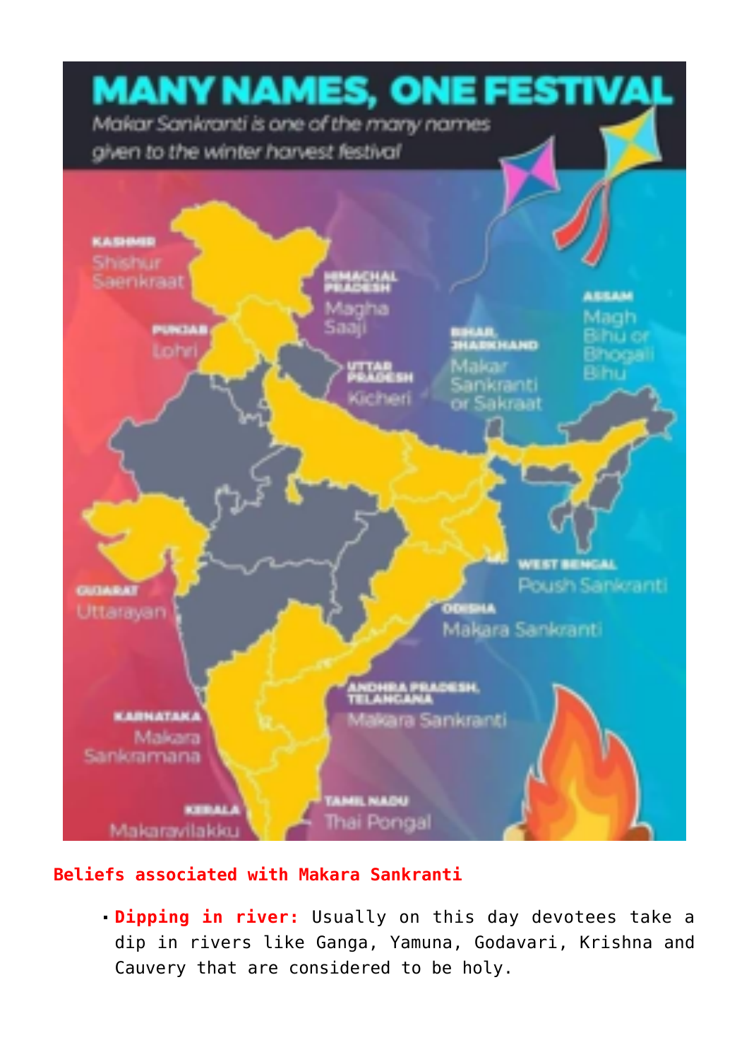# MANY NAMES, ONE FESTIVAL

*Makar Sankranti is one of the many names given to the winter harvest festival*

- **KASHMIR**: Shishur Saenkraat
- **HIMACHAL PRADESH**: Magha Saaji
- **PUNJAB**: Lohri
- **UTTAR PRADESH**: Kicheri
- **BIHAR, JHARKHAND**: Makar Sankranti or Sakraat
- **ASSAM**: Magh Bihu or Bhogali Bihu
- **WEST BENGAL**: Poush Sankranti
- **GUJARAT**: Uttarayan
- **ODISHA**: Makara Sankranti
- **ANDHRA PRADESH, TELANGANA**: Makara Sankranti
- **KARNATAKA**: Makara Sankramana
- **KERALA**: Makaravilakku
- **TAMIL NADU**: Thai Pongal

## Beliefs associated with Makara Sankranti

- **Dipping in river:** Usually on this day devotees take a dip in rivers like Ganga, Yamuna, Godavari, Krishna and Cauvery that are considered to be holy.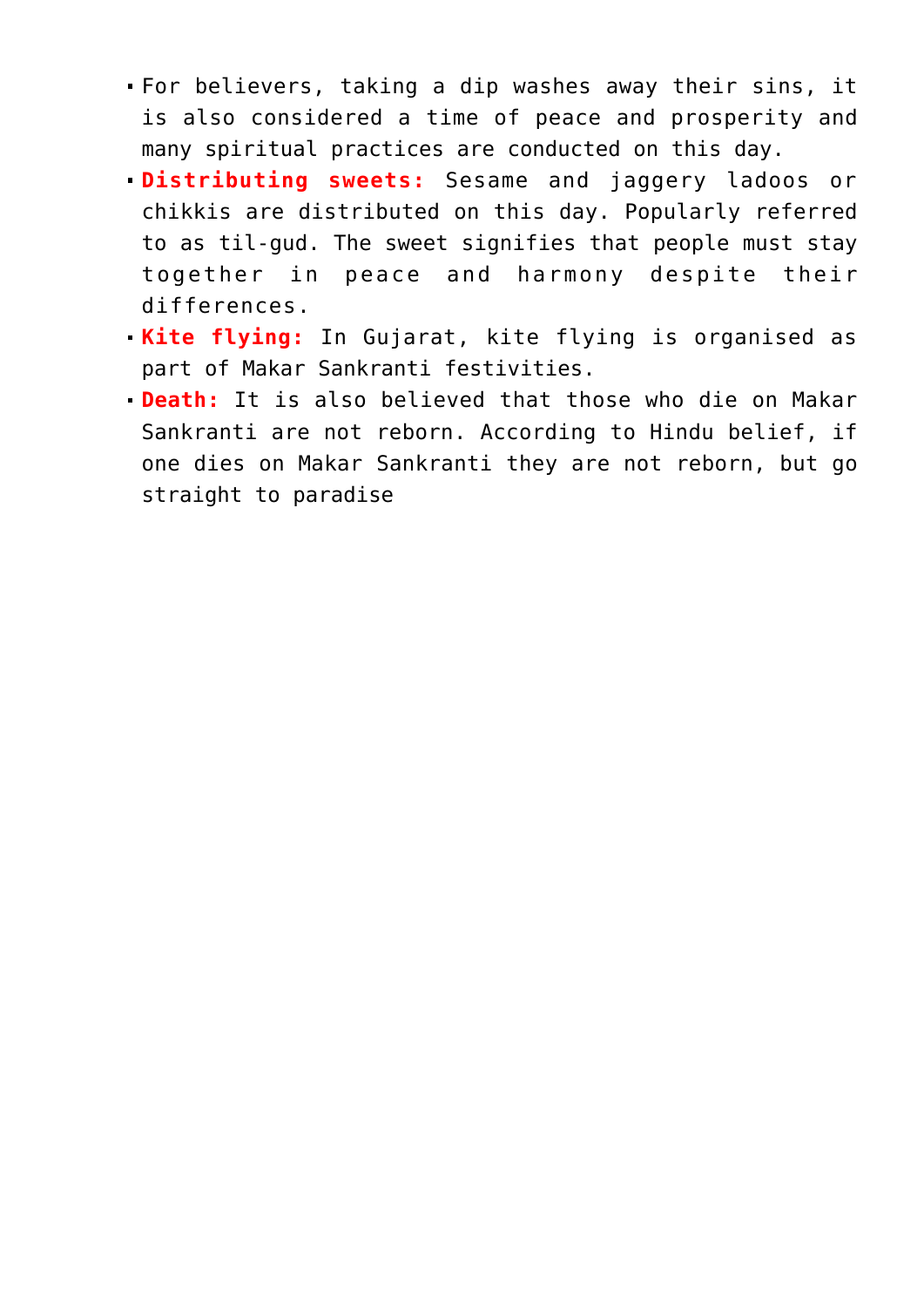- For believers, taking a dip washes away their sins, it is also considered a time of peace and prosperity and many spiritual practices are conducted on this day.
- **Distributing sweets:** Sesame and jaggery ladoos or chikkis are distributed on this day. Popularly referred to as til-gud. The sweet signifies that people must stay together in peace and harmony despite their differences.
- **Kite flying:** In Gujarat, kite flying is organised as part of Makar Sankranti festivities.
- **Death:** It is also believed that those who die on Makar Sankranti are not reborn. According to Hindu belief, if one dies on Makar Sankranti they are not reborn, but go straight to paradise